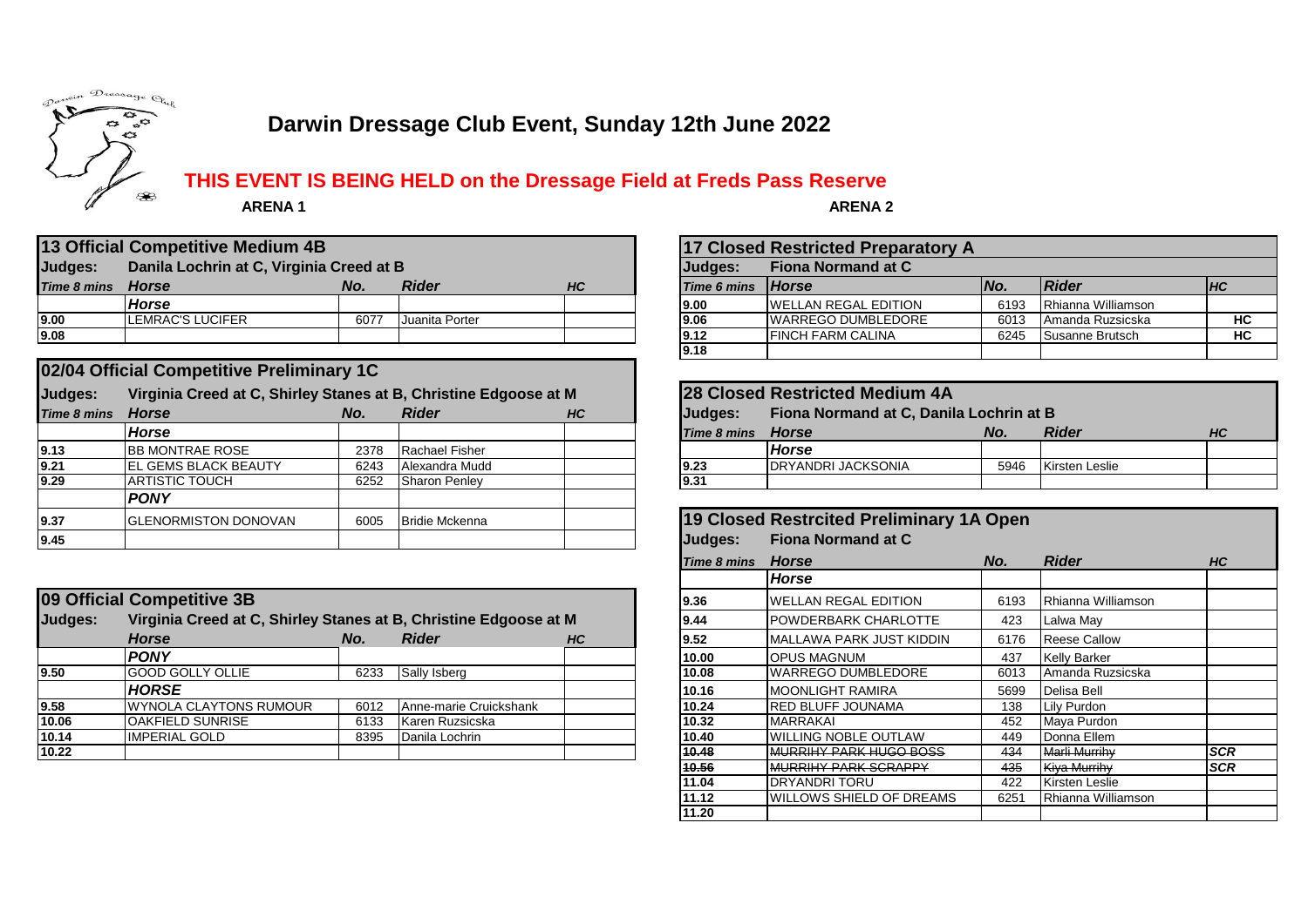# Darwin Dressage Club Event, Sunday 12th June 2022

## THIS EVENT IS BEING HELD on the Dressage Field at Freds Pass Reserve

### ARENA 1

**13 Official Competitive Medium 4B**

**Judges:** Danila Lochrin at C, Virginia Creed at B

| *Time 8 mins* | *Horse* | *No.* | *Rider* | *HC* |
|---|---|---|---|---|
| | *Horse* | | | |
| 9.00 | LEMRAC'S LUCIFER | 6077 | Juanita Porter | |
| 9.08 | | | | |

**02/04 Official Competitive Preliminary 1C**

**Judges:** Virginia Creed at C, Shirley Stanes at B, Christine Edgoose at M

| *Time 8 mins* | *Horse* | *No.* | *Rider* | *HC* |
|---|---|---|---|---|
| | *Horse* | | | |
| 9.13 | BB MONTRAE ROSE | 2378 | Rachael Fisher | |
| 9.21 | EL GEMS BLACK BEAUTY | 6243 | Alexandra Mudd | |
| 9.29 | ARTISTIC TOUCH | 6252 | Sharon Penley | |
| | *PONY* | | | |
| 9.37 | GLENORMISTON DONOVAN | 6005 | Bridie Mckenna | |
| 9.45 | | | | |

**09 Official Competitive 3B**

**Judges:** Virginia Creed at C, Shirley Stanes at B, Christine Edgoose at M

| | *Horse* | *No.* | *Rider* | *HC* |
|---|---|---|---|---|
| | *PONY* | | | |
| 9.50 | GOOD GOLLY OLLIE | 6233 | Sally Isberg | |
| | *HORSE* | | | |
| 9.58 | WYNOLA CLAYTONS RUMOUR | 6012 | Anne-marie Cruickshank | |
| 10.06 | OAKFIELD SUNRISE | 6133 | Karen Ruzsicska | |
| 10.14 | IMPERIAL GOLD | 8395 | Danila Lochrin | |
| 10.22 | | | | |

### ARENA 2

**17 Closed Restricted Preparatory A**

**Judges:** Fiona Normand at C

| *Time 6 mins* | *Horse* | *No.* | *Rider* | *HC* |
|---|---|---|---|---|
| 9.00 | WELLAN REGAL EDITION | 6193 | Rhianna Williamson | |
| 9.06 | WARREGO DUMBLEDORE | 6013 | Amanda Ruzsicska | HC |
| 9.12 | FINCH FARM CALINA | 6245 | Susanne Brutsch | HC |
| 9.18 | | | | |

**28 Closed Restricted Medium 4A**

**Judges:** Fiona Normand at C, Danila Lochrin at B

| *Time 8 mins* | *Horse* | *No.* | *Rider* | *HC* |
|---|---|---|---|---|
| | *Horse* | | | |
| 9.23 | DRYANDRI JACKSONIA | 5946 | Kirsten Leslie | |
| 9.31 | | | | |

**19 Closed Restrcited Preliminary 1A Open**

**Judges:** Fiona Normand at C

| *Time 8 mins* | *Horse* | *No.* | *Rider* | *HC* |
|---|---|---|---|---|
| | *Horse* | | | |
| 9.36 | WELLAN REGAL EDITION | 6193 | Rhianna Williamson | |
| 9.44 | POWDERBARK CHARLOTTE | 423 | Lalwa May | |
| 9.52 | MALLAWA PARK JUST KIDDIN | 6176 | Reese Callow | |
| 10.00 | OPUS MAGNUM | 437 | Kelly Barker | |
| 10.08 | WARREGO DUMBLEDORE | 6013 | Amanda Ruzsicska | |
| 10.16 | MOONLIGHT RAMIRA | 5699 | Delisa Bell | |
| 10.24 | RED BLUFF JOUNAMA | 138 | Lily Purdon | |
| 10.32 | MARRAKAI | 452 | Maya Purdon | |
| 10.40 | WILLING NOBLE OUTLAW | 449 | Donna Ellem | |
| ~~10.48~~ | ~~MURRIHY PARK HUGO BOSS~~ | ~~434~~ | ~~Marli Murrihy~~ | *SCR* |
| ~~10.56~~ | ~~MURRIHY PARK SCRAPPY~~ | ~~435~~ | ~~Kiya Murrihy~~ | *SCR* |
| 11.04 | DRYANDRI TORU | 422 | Kirsten Leslie | |
| 11.12 | WILLOWS SHIELD OF DREAMS | 6251 | Rhianna Williamson | |
| 11.20 | | | | |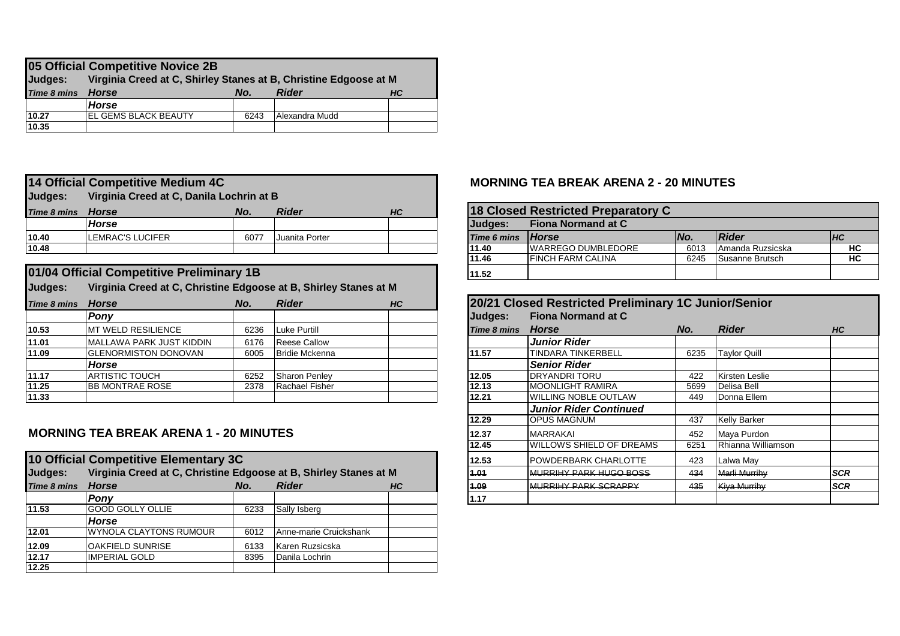## 05 Official Competitive Novice 2B

**Judges:** Virginia Creed at C, Shirley Stanes at B, Christine Edgoose at M

| Time 8 mins | Horse | No. | Rider | HC |
|---|---|---|---|---|
| | *Horse* | | | |
| 10.27 | EL GEMS BLACK BEAUTY | 6243 | Alexandra Mudd | |
| 10.35 | | | | |

## 14 Official Competitive Medium 4C

**Judges:** Virginia Creed at C, Danila Lochrin at B

| Time 8 mins | Horse | No. | Rider | HC |
|---|---|---|---|---|
| | *Horse* | | | |
| 10.40 | LEMRAC'S LUCIFER | 6077 | Juanita Porter | |
| 10.48 | | | | |

## 01/04 Official Competitive Preliminary 1B

**Judges:** Virginia Creed at C, Christine Edgoose at B, Shirley Stanes at M

| Time 8 mins | Horse | No. | Rider | HC |
|---|---|---|---|---|
| | *Pony* | | | |
| 10.53 | MT WELD RESILIENCE | 6236 | Luke Purtill | |
| 11.01 | MALLAWA PARK JUST KIDDIN | 6176 | Reese Callow | |
| 11.09 | GLENORMISTON DONOVAN | 6005 | Bridie Mckenna | |
| | *Horse* | | | |
| 11.17 | ARTISTIC TOUCH | 6252 | Sharon Penley | |
| 11.25 | BB MONTRAE ROSE | 2378 | Rachael Fisher | |
| 11.33 | | | | |

## MORNING TEA BREAK ARENA 1 - 20 MINUTES

## 10 Official Competitive Elementary 3C

**Judges:** Virginia Creed at C, Christine Edgoose at B, Shirley Stanes at M

| Time 8 mins | Horse | No. | Rider | HC |
|---|---|---|---|---|
| | *Pony* | | | |
| 11.53 | GOOD GOLLY OLLIE | 6233 | Sally Isberg | |
| | *Horse* | | | |
| 12.01 | WYNOLA CLAYTONS RUMOUR | 6012 | Anne-marie Cruickshank | |
| 12.09 | OAKFIELD SUNRISE | 6133 | Karen Ruzsicska | |
| 12.17 | IMPERIAL GOLD | 8395 | Danila Lochrin | |
| 12.25 | | | | |

## MORNING TEA BREAK ARENA 2 - 20 MINUTES

## 18 Closed Restricted Preparatory C

**Judges:** Fiona Normand at C

| Time 6 mins | Horse | No. | Rider | HC |
|---|---|---|---|---|
| 11.40 | WARREGO DUMBLEDORE | 6013 | Amanda Ruzsicska | HC |
| 11.46 | FINCH FARM CALINA | 6245 | Susanne Brutsch | HC |
| 11.52 | | | | |

## 20/21 Closed Restricted Preliminary 1C Junior/Senior

**Judges:** Fiona Normand at C

| Time 8 mins | Horse | No. | Rider | HC |
|---|---|---|---|---|
| | *Junior Rider* | | | |
| 11.57 | TINDARA TINKERBELL | 6235 | Taylor Quill | |
| | *Senior Rider* | | | |
| 12.05 | DRYANDRI TORU | 422 | Kirsten Leslie | |
| 12.13 | MOONLIGHT RAMIRA | 5699 | Delisa Bell | |
| 12.21 | WILLING NOBLE OUTLAW | 449 | Donna Ellem | |
| | *Junior Rider Continued* | | | |
| 12.29 | OPUS MAGNUM | 437 | Kelly Barker | |
| 12.37 | MARRAKAI | 452 | Maya Purdon | |
| 12.45 | WILLOWS SHIELD OF DREAMS | 6251 | Rhianna Williamson | |
| 12.53 | POWDERBARK CHARLOTTE | 423 | Lalwa May | |
| ~~1.01~~ | ~~MURRIHY PARK HUGO BOSS~~ | ~~434~~ | ~~Marli Murrihy~~ | SCR |
| ~~1.09~~ | ~~MURRIHY PARK SCRAPPY~~ | ~~435~~ | ~~Kiya Murrihy~~ | SCR |
| 1.17 | | | | |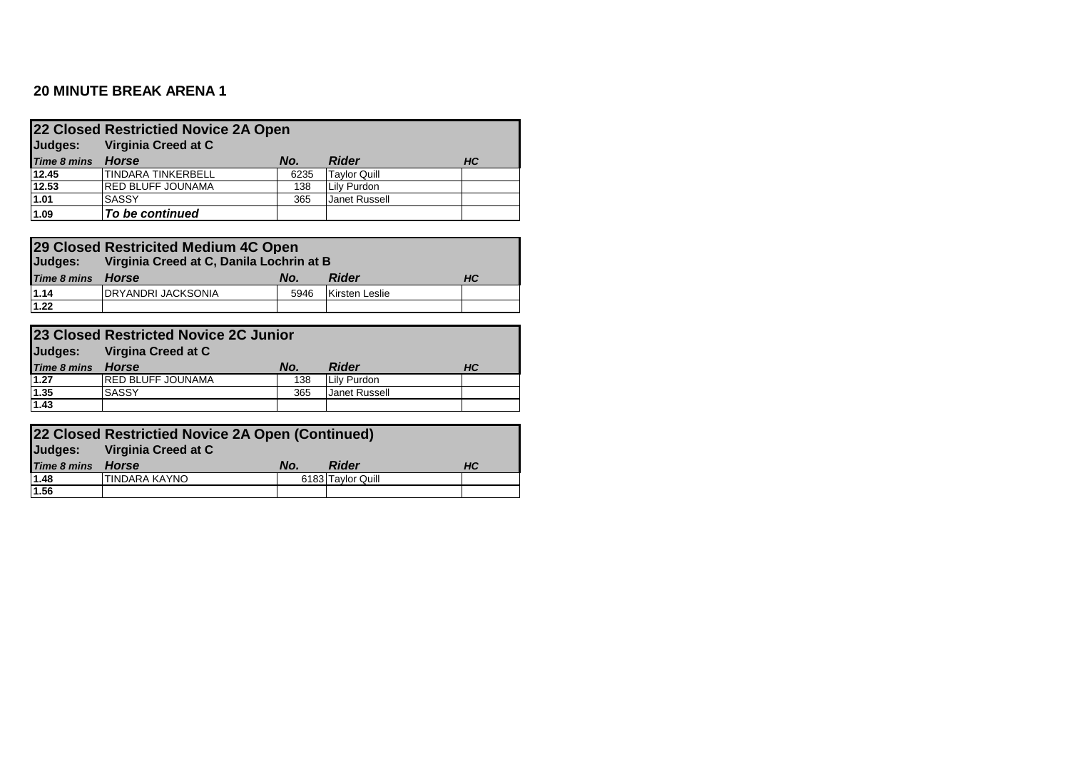**20 MINUTE BREAK ARENA 1**

### 22 Closed Restrictied Novice 2A Open

**Judges:** **Virginia Creed at C**

| *Time 8 mins* | *Horse* | *No.* | *Rider* | *HC* |
|---|---|---|---|---|
| 12.45 | TINDARA TINKERBELL | 6235 | Taylor Quill | |
| 12.53 | RED BLUFF JOUNAMA | 138 | Lily Purdon | |
| 1.01 | SASSY | 365 | Janet Russell | |
| 1.09 | ***To be continued*** | | | |

### 29 Closed Restricited Medium 4C Open

**Judges:** **Virginia Creed at C, Danila Lochrin at B**

| *Time 8 mins* | *Horse* | *No.* | *Rider* | *HC* |
|---|---|---|---|---|
| 1.14 | DRYANDRI JACKSONIA | 5946 | Kirsten Leslie | |
| 1.22 | | | | |

### 23 Closed Restricted Novice 2C Junior

**Judges:** **Virgina Creed at C**

| *Time 8 mins* | *Horse* | *No.* | *Rider* | *HC* |
|---|---|---|---|---|
| 1.27 | RED BLUFF JOUNAMA | 138 | Lily Purdon | |
| 1.35 | SASSY | 365 | Janet Russell | |
| 1.43 | | | | |

### 22 Closed Restrictied Novice 2A Open (Continued)

**Judges:** **Virginia Creed at C**

| *Time 8 mins* | *Horse* | *No.* | *Rider* | *HC* |
|---|---|---|---|---|
| 1.48 | TINDARA KAYNO | 6183 | Taylor Quill | |
| 1.56 | | | | |